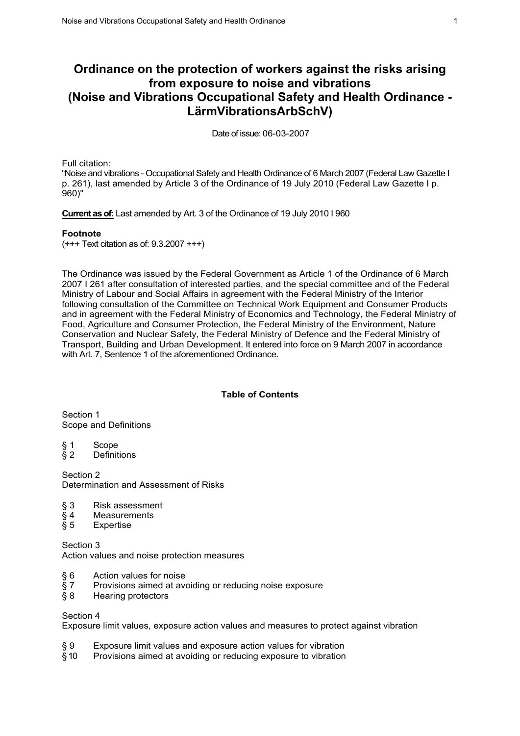# Ordinance on the protection of workers against the risks arising from exposure to noise and vibrations (Noise and Vibrations Occupational Safety and Health Ordinance - LärmVibrationsArbSchV)

Date of issue: 06-03-2007

Full citation:
"Noise and vibrations - Occupational Safety and Health Ordinance of 6 March 2007 (Federal Law Gazette I p. 261), last amended by Article 3 of the Ordinance of 19 July 2010 (Federal Law Gazette I p. 960)"

**Current as of:** Last amended by Art. 3 of the Ordinance of 19 July 2010 I 960

**Footnote**
(+++ Text citation as of: 9.3.2007 +++)

The Ordinance was issued by the Federal Government as Article 1 of the Ordinance of 6 March 2007 I 261 after consultation of interested parties, and the special committee and of the Federal Ministry of Labour and Social Affairs in agreement with the Federal Ministry of the Interior following consultation of the Committee on Technical Work Equipment and Consumer Products and in agreement with the Federal Ministry of Economics and Technology, the Federal Ministry of Food, Agriculture and Consumer Protection, the Federal Ministry of the Environment, Nature Conservation and Nuclear Safety, the Federal Ministry of Defence and the Federal Ministry of Transport, Building and Urban Development. It entered into force on 9 March 2007 in accordance with Art. 7, Sentence 1 of the aforementioned Ordinance.

**Table of Contents**

Section 1
Scope and Definitions

§ 1 Scope
§ 2 Definitions

Section 2
Determination and Assessment of Risks

§ 3 Risk assessment
§ 4 Measurements
§ 5 Expertise

Section 3
Action values and noise protection measures

§ 6 Action values for noise
§ 7 Provisions aimed at avoiding or reducing noise exposure
§ 8 Hearing protectors

Section 4
Exposure limit values, exposure action values and measures to protect against vibration

§ 9 Exposure limit values and exposure action values for vibration
§ 10 Provisions aimed at avoiding or reducing exposure to vibration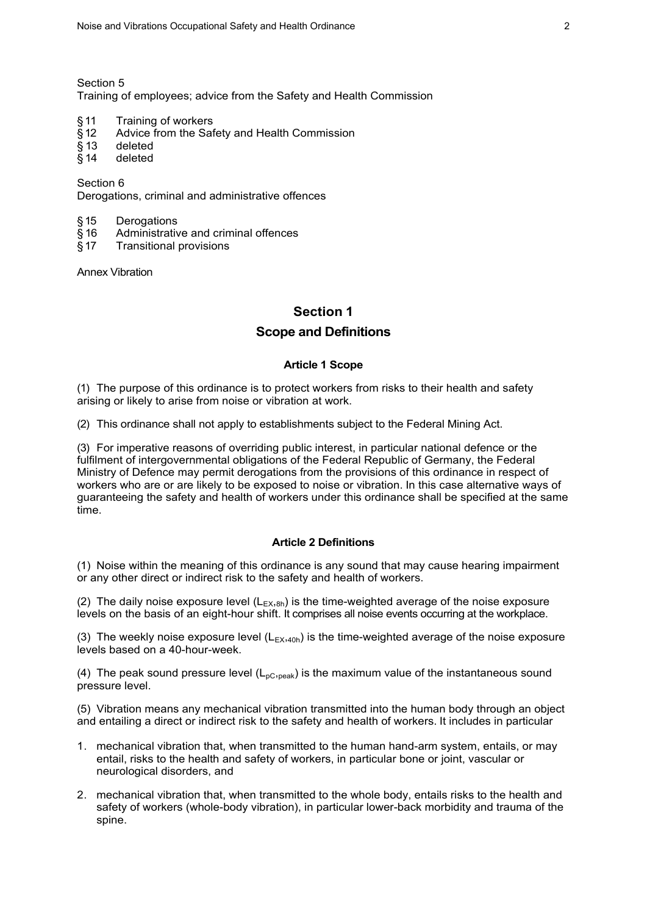Section 5
Training of employees; advice from the Safety and Health Commission

§ 11 Training of workers
§ 12 Advice from the Safety and Health Commission
§ 13 deleted
§ 14 deleted

Section 6
Derogations, criminal and administrative offences

§ 15 Derogations
§ 16 Administrative and criminal offences
§ 17 Transitional provisions

Annex Vibration

## Section 1

## Scope and Definitions

### Article 1 Scope

(1) The purpose of this ordinance is to protect workers from risks to their health and safety arising or likely to arise from noise or vibration at work.

(2) This ordinance shall not apply to establishments subject to the Federal Mining Act.

(3) For imperative reasons of overriding public interest, in particular national defence or the fulfilment of intergovernmental obligations of the Federal Republic of Germany, the Federal Ministry of Defence may permit derogations from the provisions of this ordinance in respect of workers who are or are likely to be exposed to noise or vibration. In this case alternative ways of guaranteeing the safety and health of workers under this ordinance shall be specified at the same time.

### Article 2 Definitions

(1) Noise within the meaning of this ordinance is any sound that may cause hearing impairment or any other direct or indirect risk to the safety and health of workers.

(2) The daily noise exposure level ($L_{EX,8h}$) is the time-weighted average of the noise exposure levels on the basis of an eight-hour shift. It comprises all noise events occurring at the workplace.

(3) The weekly noise exposure level ($L_{EX,40h}$) is the time-weighted average of the noise exposure levels based on a 40-hour-week.

(4) The peak sound pressure level ($L_{pC,peak}$) is the maximum value of the instantaneous sound pressure level.

(5) Vibration means any mechanical vibration transmitted into the human body through an object and entailing a direct or indirect risk to the safety and health of workers. It includes in particular

1. mechanical vibration that, when transmitted to the human hand-arm system, entails, or may entail, risks to the health and safety of workers, in particular bone or joint, vascular or neurological disorders, and
2. mechanical vibration that, when transmitted to the whole body, entails risks to the health and safety of workers (whole-body vibration), in particular lower-back morbidity and trauma of the spine.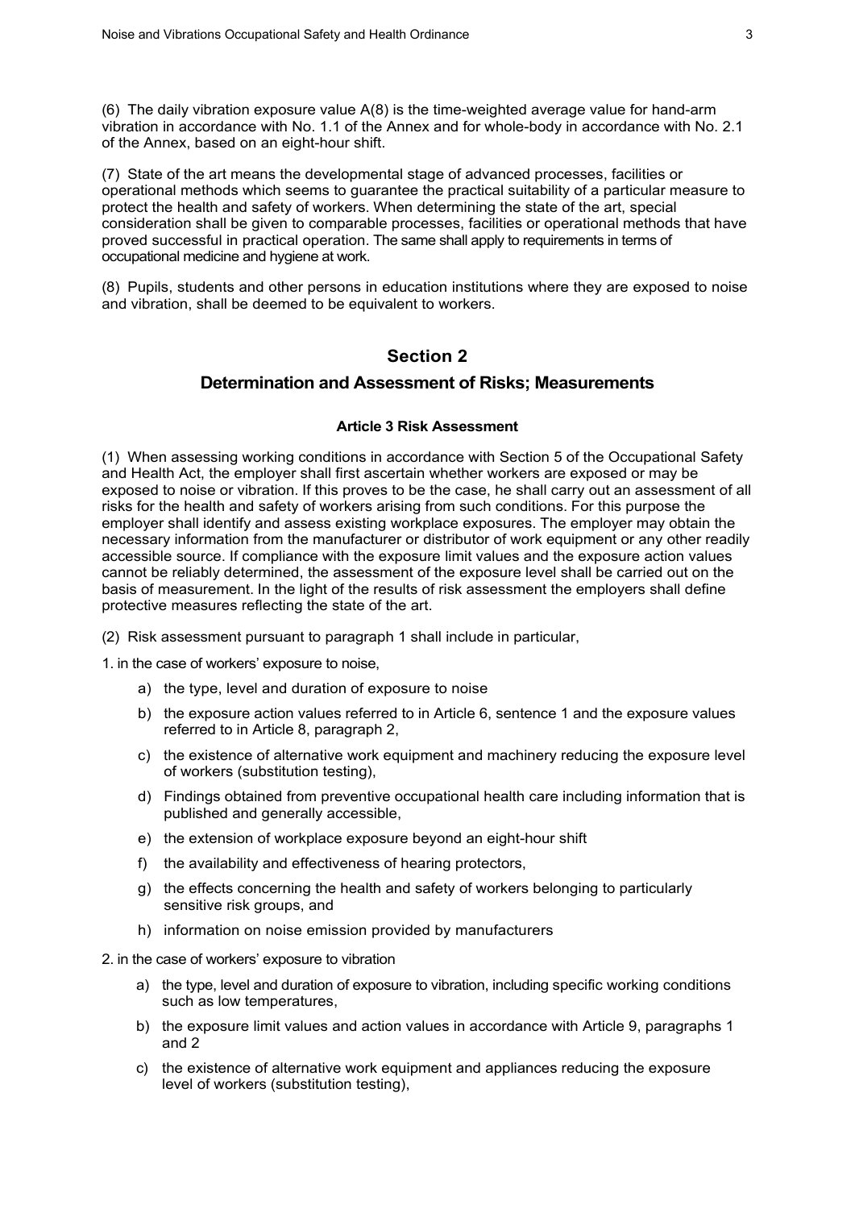(6) The daily vibration exposure value A(8) is the time-weighted average value for hand-arm vibration in accordance with No. 1.1 of the Annex and for whole-body in accordance with No. 2.1 of the Annex, based on an eight-hour shift.

(7) State of the art means the developmental stage of advanced processes, facilities or operational methods which seems to guarantee the practical suitability of a particular measure to protect the health and safety of workers. When determining the state of the art, special consideration shall be given to comparable processes, facilities or operational methods that have proved successful in practical operation. The same shall apply to requirements in terms of occupational medicine and hygiene at work.

(8) Pupils, students and other persons in education institutions where they are exposed to noise and vibration, shall be deemed to be equivalent to workers.

## Section 2

## Determination and Assessment of Risks; Measurements

### Article 3 Risk Assessment

(1) When assessing working conditions in accordance with Section 5 of the Occupational Safety and Health Act, the employer shall first ascertain whether workers are exposed or may be exposed to noise or vibration. If this proves to be the case, he shall carry out an assessment of all risks for the health and safety of workers arising from such conditions. For this purpose the employer shall identify and assess existing workplace exposures. The employer may obtain the necessary information from the manufacturer or distributor of work equipment or any other readily accessible source. If compliance with the exposure limit values and the exposure action values cannot be reliably determined, the assessment of the exposure level shall be carried out on the basis of measurement. In the light of the results of risk assessment the employers shall define protective measures reflecting the state of the art.

(2) Risk assessment pursuant to paragraph 1 shall include in particular,

1. in the case of workers' exposure to noise,

   a) the type, level and duration of exposure to noise

   b) the exposure action values referred to in Article 6, sentence 1 and the exposure values referred to in Article 8, paragraph 2,

   c) the existence of alternative work equipment and machinery reducing the exposure level of workers (substitution testing),

   d) Findings obtained from preventive occupational health care including information that is published and generally accessible,

   e) the extension of workplace exposure beyond an eight-hour shift

   f) the availability and effectiveness of hearing protectors,

   g) the effects concerning the health and safety of workers belonging to particularly sensitive risk groups, and

   h) information on noise emission provided by manufacturers

2. in the case of workers' exposure to vibration

   a) the type, level and duration of exposure to vibration, including specific working conditions such as low temperatures,

   b) the exposure limit values and action values in accordance with Article 9, paragraphs 1 and 2

   c) the existence of alternative work equipment and appliances reducing the exposure level of workers (substitution testing),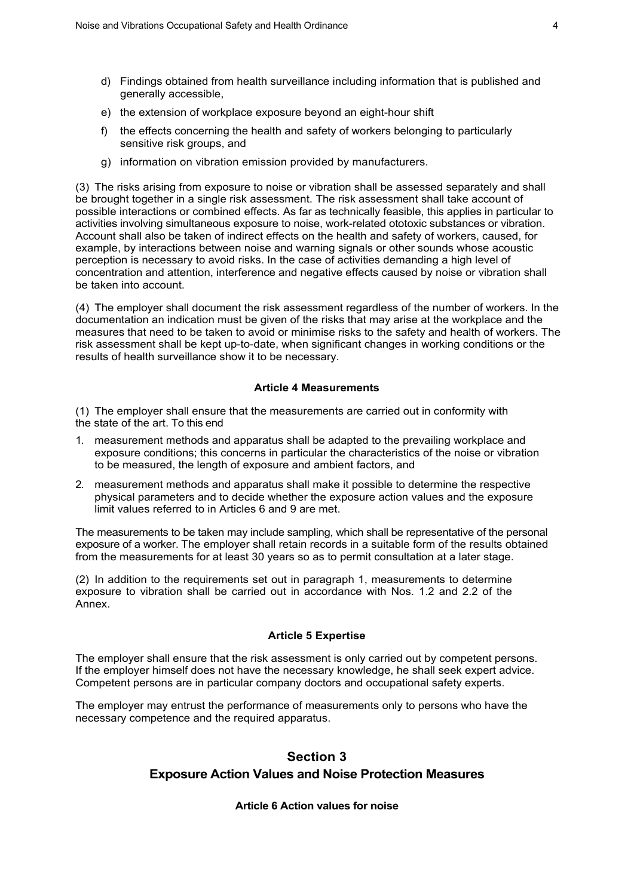d) Findings obtained from health surveillance including information that is published and generally accessible,

e) the extension of workplace exposure beyond an eight-hour shift

f) the effects concerning the health and safety of workers belonging to particularly sensitive risk groups, and

g) information on vibration emission provided by manufacturers.

(3) The risks arising from exposure to noise or vibration shall be assessed separately and shall be brought together in a single risk assessment. The risk assessment shall take account of possible interactions or combined effects. As far as technically feasible, this applies in particular to activities involving simultaneous exposure to noise, work-related ototoxic substances or vibration. Account shall also be taken of indirect effects on the health and safety of workers, caused, for example, by interactions between noise and warning signals or other sounds whose acoustic perception is necessary to avoid risks. In the case of activities demanding a high level of concentration and attention, interference and negative effects caused by noise or vibration shall be taken into account.

(4) The employer shall document the risk assessment regardless of the number of workers. In the documentation an indication must be given of the risks that may arise at the workplace and the measures that need to be taken to avoid or minimise risks to the safety and health of workers. The risk assessment shall be kept up-to-date, when significant changes in working conditions or the results of health surveillance show it to be necessary.

#### Article 4 Measurements

(1) The employer shall ensure that the measurements are carried out in conformity with the state of the art. To this end

1. measurement methods and apparatus shall be adapted to the prevailing workplace and exposure conditions; this concerns in particular the characteristics of the noise or vibration to be measured, the length of exposure and ambient factors, and
2. measurement methods and apparatus shall make it possible to determine the respective physical parameters and to decide whether the exposure action values and the exposure limit values referred to in Articles 6 and 9 are met.

The measurements to be taken may include sampling, which shall be representative of the personal exposure of a worker. The employer shall retain records in a suitable form of the results obtained from the measurements for at least 30 years so as to permit consultation at a later stage.

(2) In addition to the requirements set out in paragraph 1, measurements to determine exposure to vibration shall be carried out in accordance with Nos. 1.2 and 2.2 of the Annex.

#### Article 5 Expertise

The employer shall ensure that the risk assessment is only carried out by competent persons. If the employer himself does not have the necessary knowledge, he shall seek expert advice. Competent persons are in particular company doctors and occupational safety experts.

The employer may entrust the performance of measurements only to persons who have the necessary competence and the required apparatus.

## Section 3
## Exposure Action Values and Noise Protection Measures

#### Article 6 Action values for noise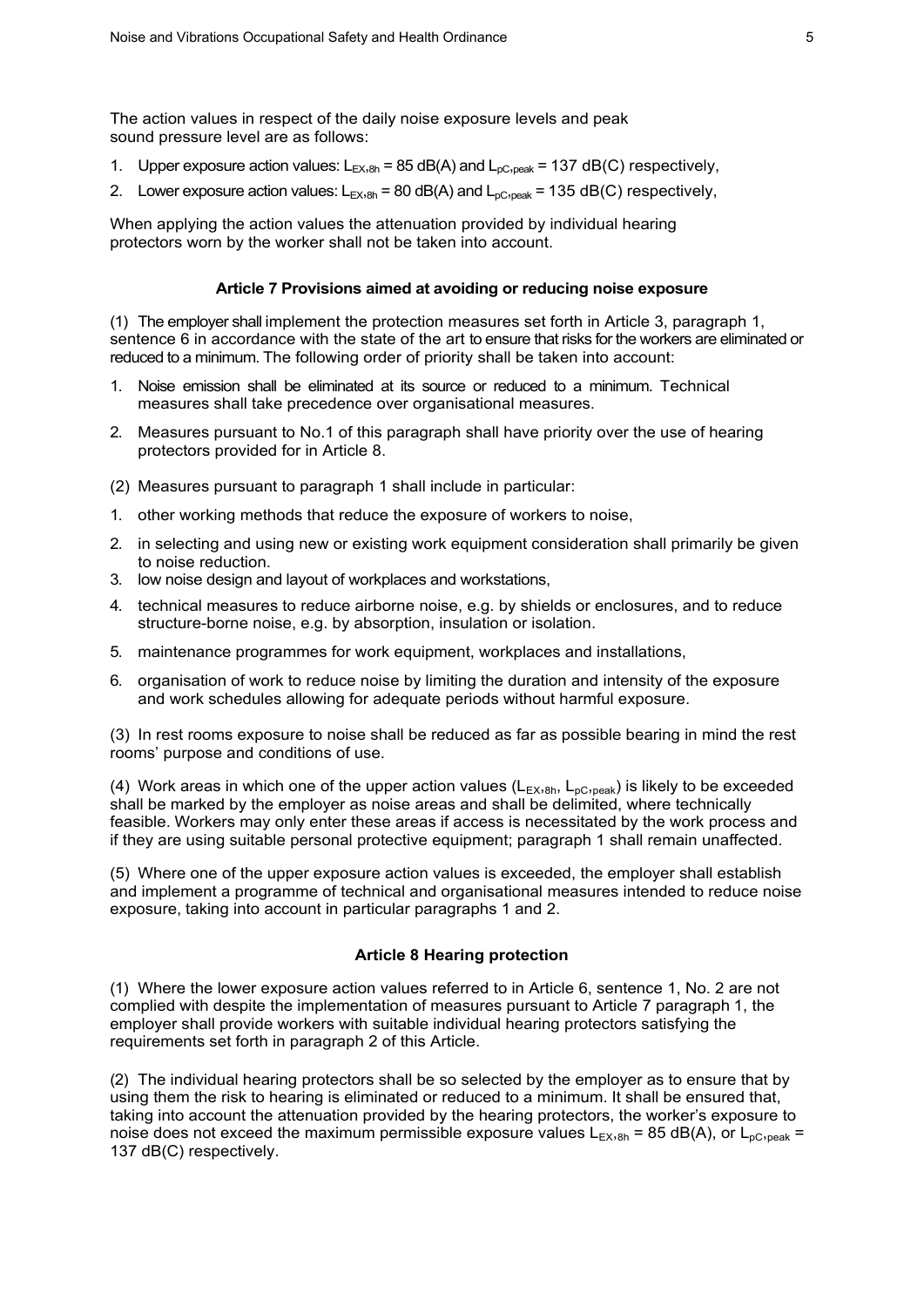The action values in respect of the daily noise exposure levels and peak sound pressure level are as follows:

1. Upper exposure action values: $L_{EX,8h}$ = 85 dB(A) and $L_{pC,peak}$ = 137 dB(C) respectively,
2. Lower exposure action values: $L_{EX,8h}$ = 80 dB(A) and $L_{pC,peak}$ = 135 dB(C) respectively,

When applying the action values the attenuation provided by individual hearing protectors worn by the worker shall not be taken into account.

### Article 7 Provisions aimed at avoiding or reducing noise exposure

(1) The employer shall implement the protection measures set forth in Article 3, paragraph 1, sentence 6 in accordance with the state of the art to ensure that risks for the workers are eliminated or reduced to a minimum. The following order of priority shall be taken into account:

1. Noise emission shall be eliminated at its source or reduced to a minimum. Technical measures shall take precedence over organisational measures.
2. Measures pursuant to No.1 of this paragraph shall have priority over the use of hearing protectors provided for in Article 8.

(2) Measures pursuant to paragraph 1 shall include in particular:

1. other working methods that reduce the exposure of workers to noise,
2. in selecting and using new or existing work equipment consideration shall primarily be given to noise reduction.
3. low noise design and layout of workplaces and workstations,
4. technical measures to reduce airborne noise, e.g. by shields or enclosures, and to reduce structure-borne noise, e.g. by absorption, insulation or isolation.
5. maintenance programmes for work equipment, workplaces and installations,
6. organisation of work to reduce noise by limiting the duration and intensity of the exposure and work schedules allowing for adequate periods without harmful exposure.

(3) In rest rooms exposure to noise shall be reduced as far as possible bearing in mind the rest rooms' purpose and conditions of use.

(4) Work areas in which one of the upper action values ($L_{EX,8h}$, $L_{pC,peak}$) is likely to be exceeded shall be marked by the employer as noise areas and shall be delimited, where technically feasible. Workers may only enter these areas if access is necessitated by the work process and if they are using suitable personal protective equipment; paragraph 1 shall remain unaffected.

(5) Where one of the upper exposure action values is exceeded, the employer shall establish and implement a programme of technical and organisational measures intended to reduce noise exposure, taking into account in particular paragraphs 1 and 2.

### Article 8 Hearing protection

(1) Where the lower exposure action values referred to in Article 6, sentence 1, No. 2 are not complied with despite the implementation of measures pursuant to Article 7 paragraph 1, the employer shall provide workers with suitable individual hearing protectors satisfying the requirements set forth in paragraph 2 of this Article.

(2) The individual hearing protectors shall be so selected by the employer as to ensure that by using them the risk to hearing is eliminated or reduced to a minimum. It shall be ensured that, taking into account the attenuation provided by the hearing protectors, the worker's exposure to noise does not exceed the maximum permissible exposure values $L_{EX,8h}$ = 85 dB(A), or $L_{pC,peak}$ = 137 dB(C) respectively.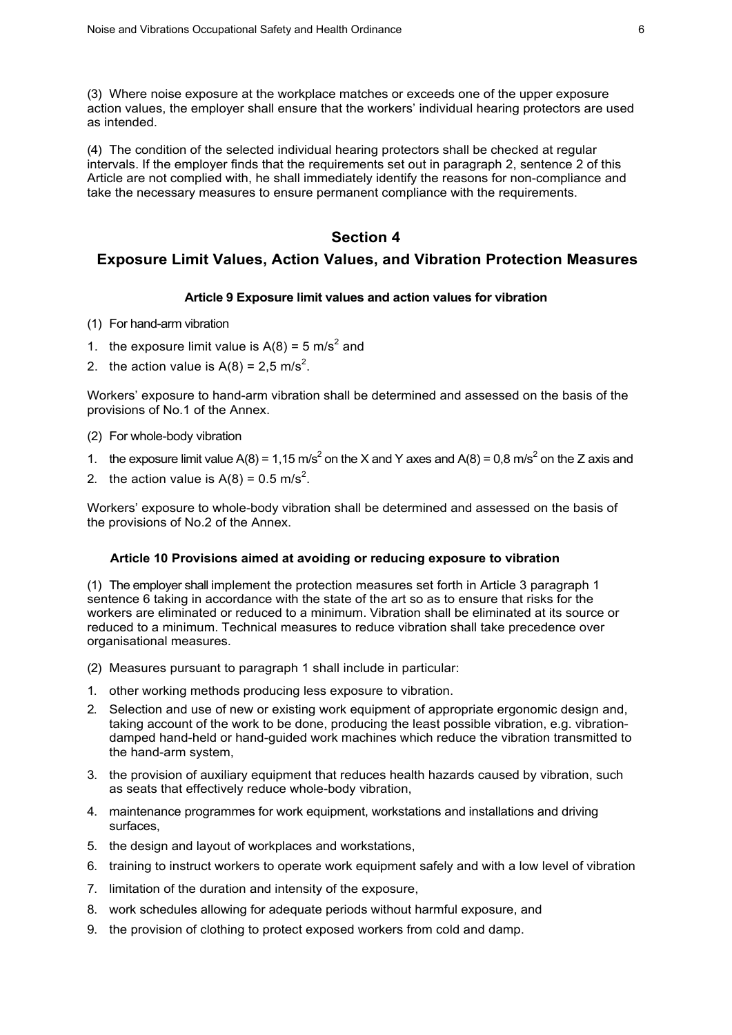(3) Where noise exposure at the workplace matches or exceeds one of the upper exposure action values, the employer shall ensure that the workers' individual hearing protectors are used as intended.

(4) The condition of the selected individual hearing protectors shall be checked at regular intervals. If the employer finds that the requirements set out in paragraph 2, sentence 2 of this Article are not complied with, he shall immediately identify the reasons for non-compliance and take the necessary measures to ensure permanent compliance with the requirements.

## Section 4

## Exposure Limit Values, Action Values, and Vibration Protection Measures

### Article 9 Exposure limit values and action values for vibration

(1) For hand-arm vibration

1. the exposure limit value is $A(8) = 5\ m/s^2$ and
2. the action value is $A(8) = 2,5\ m/s^2$.

Workers' exposure to hand-arm vibration shall be determined and assessed on the basis of the provisions of No.1 of the Annex.

(2) For whole-body vibration

1. the exposure limit value $A(8) = 1,15\ m/s^2$ on the X and Y axes and $A(8) = 0,8\ m/s^2$ on the Z axis and
2. the action value is $A(8) = 0.5\ m/s^2$.

Workers' exposure to whole-body vibration shall be determined and assessed on the basis of the provisions of No.2 of the Annex.

### Article 10 Provisions aimed at avoiding or reducing exposure to vibration

(1) The employer shall implement the protection measures set forth in Article 3 paragraph 1 sentence 6 taking in accordance with the state of the art so as to ensure that risks for the workers are eliminated or reduced to a minimum. Vibration shall be eliminated at its source or reduced to a minimum. Technical measures to reduce vibration shall take precedence over organisational measures.

(2) Measures pursuant to paragraph 1 shall include in particular:

1. other working methods producing less exposure to vibration.
2. Selection and use of new or existing work equipment of appropriate ergonomic design and, taking account of the work to be done, producing the least possible vibration, e.g. vibration-damped hand-held or hand-guided work machines which reduce the vibration transmitted to the hand-arm system,
3. the provision of auxiliary equipment that reduces health hazards caused by vibration, such as seats that effectively reduce whole-body vibration,
4. maintenance programmes for work equipment, workstations and installations and driving surfaces,
5. the design and layout of workplaces and workstations,
6. training to instruct workers to operate work equipment safely and with a low level of vibration
7. limitation of the duration and intensity of the exposure,
8. work schedules allowing for adequate periods without harmful exposure, and
9. the provision of clothing to protect exposed workers from cold and damp.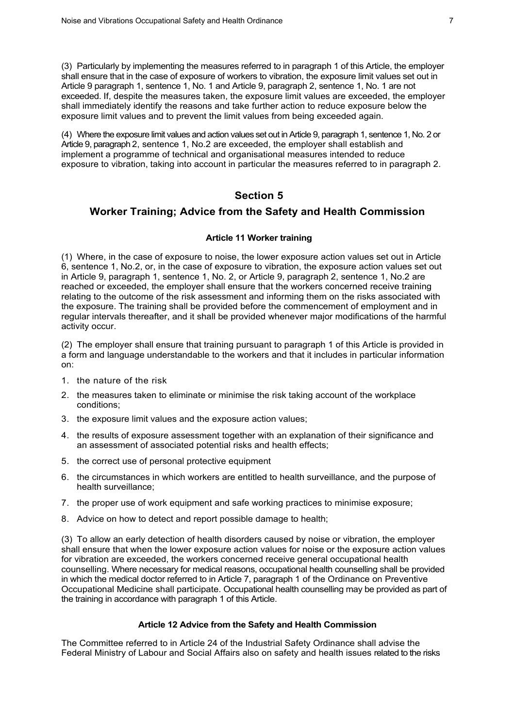(3) Particularly by implementing the measures referred to in paragraph 1 of this Article, the employer shall ensure that in the case of exposure of workers to vibration, the exposure limit values set out in Article 9 paragraph 1, sentence 1, No. 1 and Article 9, paragraph 2, sentence 1, No. 1 are not exceeded. If, despite the measures taken, the exposure limit values are exceeded, the employer shall immediately identify the reasons and take further action to reduce exposure below the exposure limit values and to prevent the limit values from being exceeded again.

(4) Where the exposure limit values and action values set out in Article 9, paragraph 1, sentence 1, No. 2 or Article 9, paragraph 2, sentence 1, No.2 are exceeded, the employer shall establish and implement a programme of technical and organisational measures intended to reduce exposure to vibration, taking into account in particular the measures referred to in paragraph 2.

## Section 5

## Worker Training; Advice from the Safety and Health Commission

### Article 11 Worker training

(1) Where, in the case of exposure to noise, the lower exposure action values set out in Article 6, sentence 1, No.2, or, in the case of exposure to vibration, the exposure action values set out in Article 9, paragraph 1, sentence 1, No. 2, or Article 9, paragraph 2, sentence 1, No.2 are reached or exceeded, the employer shall ensure that the workers concerned receive training relating to the outcome of the risk assessment and informing them on the risks associated with the exposure. The training shall be provided before the commencement of employment and in regular intervals thereafter, and it shall be provided whenever major modifications of the harmful activity occur.

(2) The employer shall ensure that training pursuant to paragraph 1 of this Article is provided in a form and language understandable to the workers and that it includes in particular information on:

1. the nature of the risk
2. the measures taken to eliminate or minimise the risk taking account of the workplace conditions;
3. the exposure limit values and the exposure action values;
4. the results of exposure assessment together with an explanation of their significance and an assessment of associated potential risks and health effects;
5. the correct use of personal protective equipment
6. the circumstances in which workers are entitled to health surveillance, and the purpose of health surveillance;
7. the proper use of work equipment and safe working practices to minimise exposure;
8. Advice on how to detect and report possible damage to health;

(3) To allow an early detection of health disorders caused by noise or vibration, the employer shall ensure that when the lower exposure action values for noise or the exposure action values for vibration are exceeded, the workers concerned receive general occupational health counselling. Where necessary for medical reasons, occupational health counselling shall be provided in which the medical doctor referred to in Article 7, paragraph 1 of the Ordinance on Preventive Occupational Medicine shall participate. Occupational health counselling may be provided as part of the training in accordance with paragraph 1 of this Article.

### Article 12 Advice from the Safety and Health Commission

The Committee referred to in Article 24 of the Industrial Safety Ordinance shall advise the Federal Ministry of Labour and Social Affairs also on safety and health issues related to the risks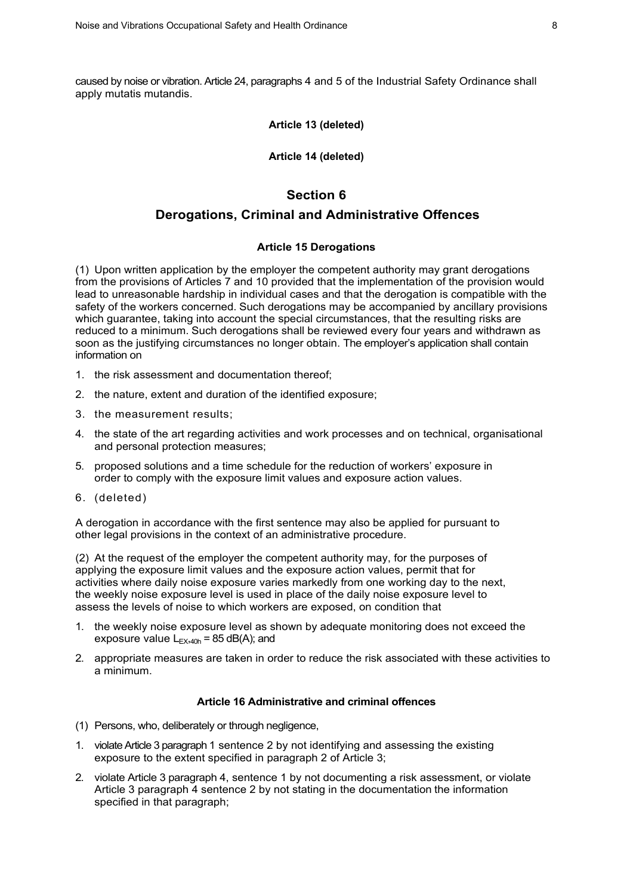caused by noise or vibration. Article 24, paragraphs 4 and 5 of the Industrial Safety Ordinance shall apply mutatis mutandis.

**Article 13 (deleted)**

**Article 14 (deleted)**

## Section 6

## Derogations, Criminal and Administrative Offences

### Article 15 Derogations

(1) Upon written application by the employer the competent authority may grant derogations from the provisions of Articles 7 and 10 provided that the implementation of the provision would lead to unreasonable hardship in individual cases and that the derogation is compatible with the safety of the workers concerned. Such derogations may be accompanied by ancillary provisions which guarantee, taking into account the special circumstances, that the resulting risks are reduced to a minimum. Such derogations shall be reviewed every four years and withdrawn as soon as the justifying circumstances no longer obtain. The employer's application shall contain information on

1. the risk assessment and documentation thereof;
2. the nature, extent and duration of the identified exposure;
3. the measurement results;
4. the state of the art regarding activities and work processes and on technical, organisational and personal protection measures;
5. proposed solutions and a time schedule for the reduction of workers' exposure in order to comply with the exposure limit values and exposure action values.
6. (deleted)

A derogation in accordance with the first sentence may also be applied for pursuant to other legal provisions in the context of an administrative procedure.

(2) At the request of the employer the competent authority may, for the purposes of applying the exposure limit values and the exposure action values, permit that for activities where daily noise exposure varies markedly from one working day to the next, the weekly noise exposure level is used in place of the daily noise exposure level to assess the levels of noise to which workers are exposed, on condition that

1. the weekly noise exposure level as shown by adequate monitoring does not exceed the exposure value $L_{EX,40h}$ = 85 dB(A); and
2. appropriate measures are taken in order to reduce the risk associated with these activities to a minimum.

### Article 16 Administrative and criminal offences

(1) Persons, who, deliberately or through negligence,

1. violate Article 3 paragraph 1 sentence 2 by not identifying and assessing the existing exposure to the extent specified in paragraph 2 of Article 3;
2. violate Article 3 paragraph 4, sentence 1 by not documenting a risk assessment, or violate Article 3 paragraph 4 sentence 2 by not stating in the documentation the information specified in that paragraph;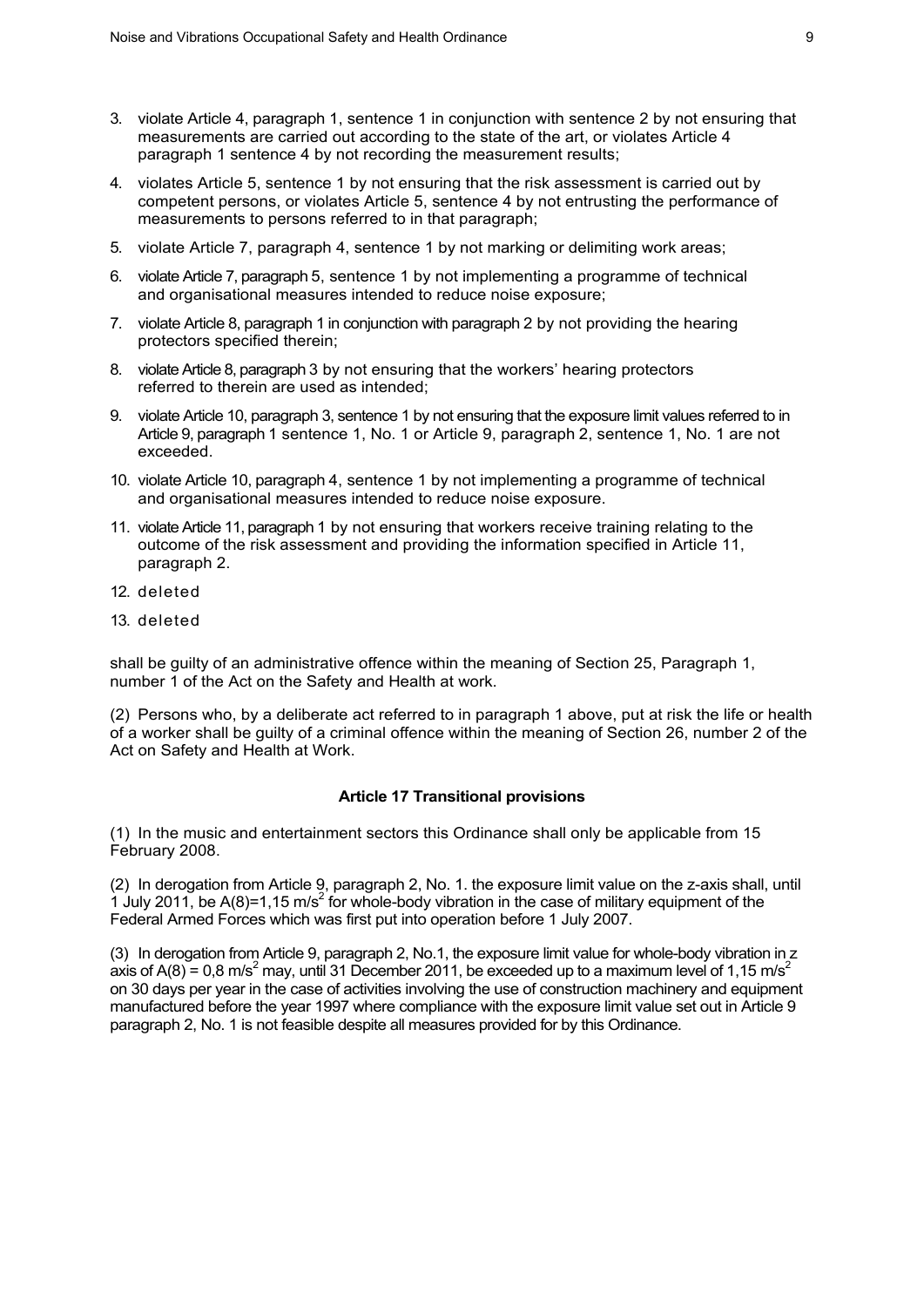3. violate Article 4, paragraph 1, sentence 1 in conjunction with sentence 2 by not ensuring that measurements are carried out according to the state of the art, or violates Article 4 paragraph 1 sentence 4 by not recording the measurement results;
4. violates Article 5, sentence 1 by not ensuring that the risk assessment is carried out by competent persons, or violates Article 5, sentence 4 by not entrusting the performance of measurements to persons referred to in that paragraph;
5. violate Article 7, paragraph 4, sentence 1 by not marking or delimiting work areas;
6. violate Article 7, paragraph 5, sentence 1 by not implementing a programme of technical and organisational measures intended to reduce noise exposure;
7. violate Article 8, paragraph 1 in conjunction with paragraph 2 by not providing the hearing protectors specified therein;
8. violate Article 8, paragraph 3 by not ensuring that the workers' hearing protectors referred to therein are used as intended;
9. violate Article 10, paragraph 3, sentence 1 by not ensuring that the exposure limit values referred to in Article 9, paragraph 1 sentence 1, No. 1 or Article 9, paragraph 2, sentence 1, No. 1 are not exceeded.
10. violate Article 10, paragraph 4, sentence 1 by not implementing a programme of technical and organisational measures intended to reduce noise exposure.
11. violate Article 11, paragraph 1 by not ensuring that workers receive training relating to the outcome of the risk assessment and providing the information specified in Article 11, paragraph 2.
12. deleted
13. deleted

shall be guilty of an administrative offence within the meaning of Section 25, Paragraph 1, number 1 of the Act on the Safety and Health at work.

(2) Persons who, by a deliberate act referred to in paragraph 1 above, put at risk the life or health of a worker shall be guilty of a criminal offence within the meaning of Section 26, number 2 of the Act on Safety and Health at Work.

#### Article 17 Transitional provisions

(1) In the music and entertainment sectors this Ordinance shall only be applicable from 15 February 2008.

(2) In derogation from Article 9, paragraph 2, No. 1. the exposure limit value on the z-axis shall, until 1 July 2011, be $A(8)=1{,}15\ m/s^2$ for whole-body vibration in the case of military equipment of the Federal Armed Forces which was first put into operation before 1 July 2007.

(3) In derogation from Article 9, paragraph 2, No.1, the exposure limit value for whole-body vibration in z axis of $A(8) = 0{,}8\ m/s^2$ may, until 31 December 2011, be exceeded up to a maximum level of $1{,}15\ m/s^2$ on 30 days per year in the case of activities involving the use of construction machinery and equipment manufactured before the year 1997 where compliance with the exposure limit value set out in Article 9 paragraph 2, No. 1 is not feasible despite all measures provided for by this Ordinance.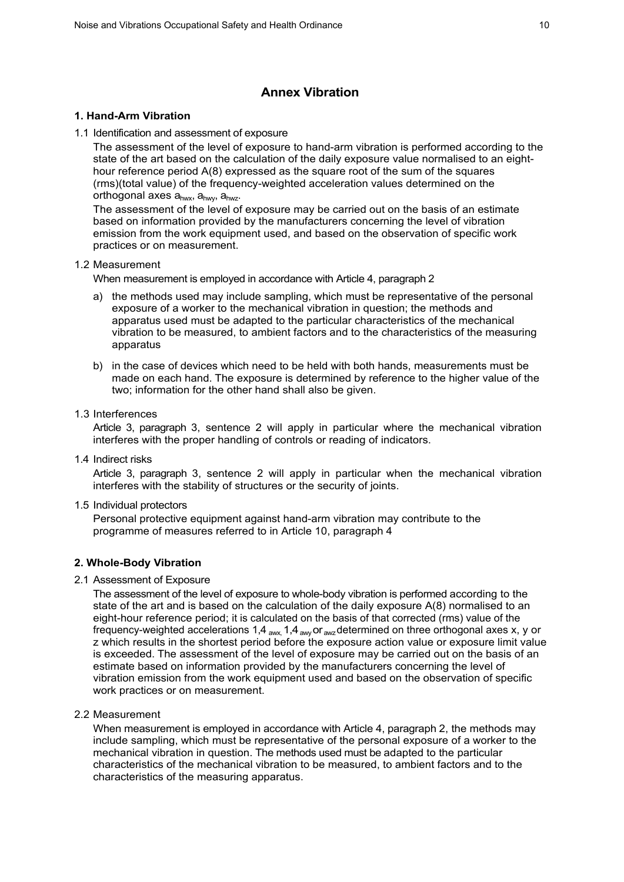## Annex Vibration

### 1. Hand-Arm Vibration

1.1 Identification and assessment of exposure

The assessment of the level of exposure to hand-arm vibration is performed according to the state of the art based on the calculation of the daily exposure value normalised to an eight-hour reference period A(8) expressed as the square root of the sum of the squares (rms)(total value) of the frequency-weighted acceleration values determined on the orthogonal axes $a_{hwx}$, $a_{hwy}$, $a_{hwz}$.

The assessment of the level of exposure may be carried out on the basis of an estimate based on information provided by the manufacturers concerning the level of vibration emission from the work equipment used, and based on the observation of specific work practices or on measurement.

1.2 Measurement

When measurement is employed in accordance with Article 4, paragraph 2

a) the methods used may include sampling, which must be representative of the personal exposure of a worker to the mechanical vibration in question; the methods and apparatus used must be adapted to the particular characteristics of the mechanical vibration to be measured, to ambient factors and to the characteristics of the measuring apparatus

b) in the case of devices which need to be held with both hands, measurements must be made on each hand. The exposure is determined by reference to the higher value of the two; information for the other hand shall also be given.

1.3 Interferences

Article 3, paragraph 3, sentence 2 will apply in particular where the mechanical vibration interferes with the proper handling of controls or reading of indicators.

1.4 Indirect risks

Article 3, paragraph 3, sentence 2 will apply in particular when the mechanical vibration interferes with the stability of structures or the security of joints.

1.5 Individual protectors

Personal protective equipment against hand-arm vibration may contribute to the programme of measures referred to in Article 10, paragraph 4

### 2. Whole-Body Vibration

2.1 Assessment of Exposure

The assessment of the level of exposure to whole-body vibration is performed according to the state of the art and is based on the calculation of the daily exposure A(8) normalised to an eight-hour reference period; it is calculated on the basis of that corrected (rms) value of the frequency-weighted accelerations $1{,}4\,a_{wx}$, $1{,}4\,a_{wy}$ or $a_{wz}$ determined on three orthogonal axes x, y or z which results in the shortest period before the exposure action value or exposure limit value is exceeded. The assessment of the level of exposure may be carried out on the basis of an estimate based on information provided by the manufacturers concerning the level of vibration emission from the work equipment used and based on the observation of specific work practices or on measurement.

2.2 Measurement

When measurement is employed in accordance with Article 4, paragraph 2, the methods may include sampling, which must be representative of the personal exposure of a worker to the mechanical vibration in question. The methods used must be adapted to the particular characteristics of the mechanical vibration to be measured, to ambient factors and to the characteristics of the measuring apparatus.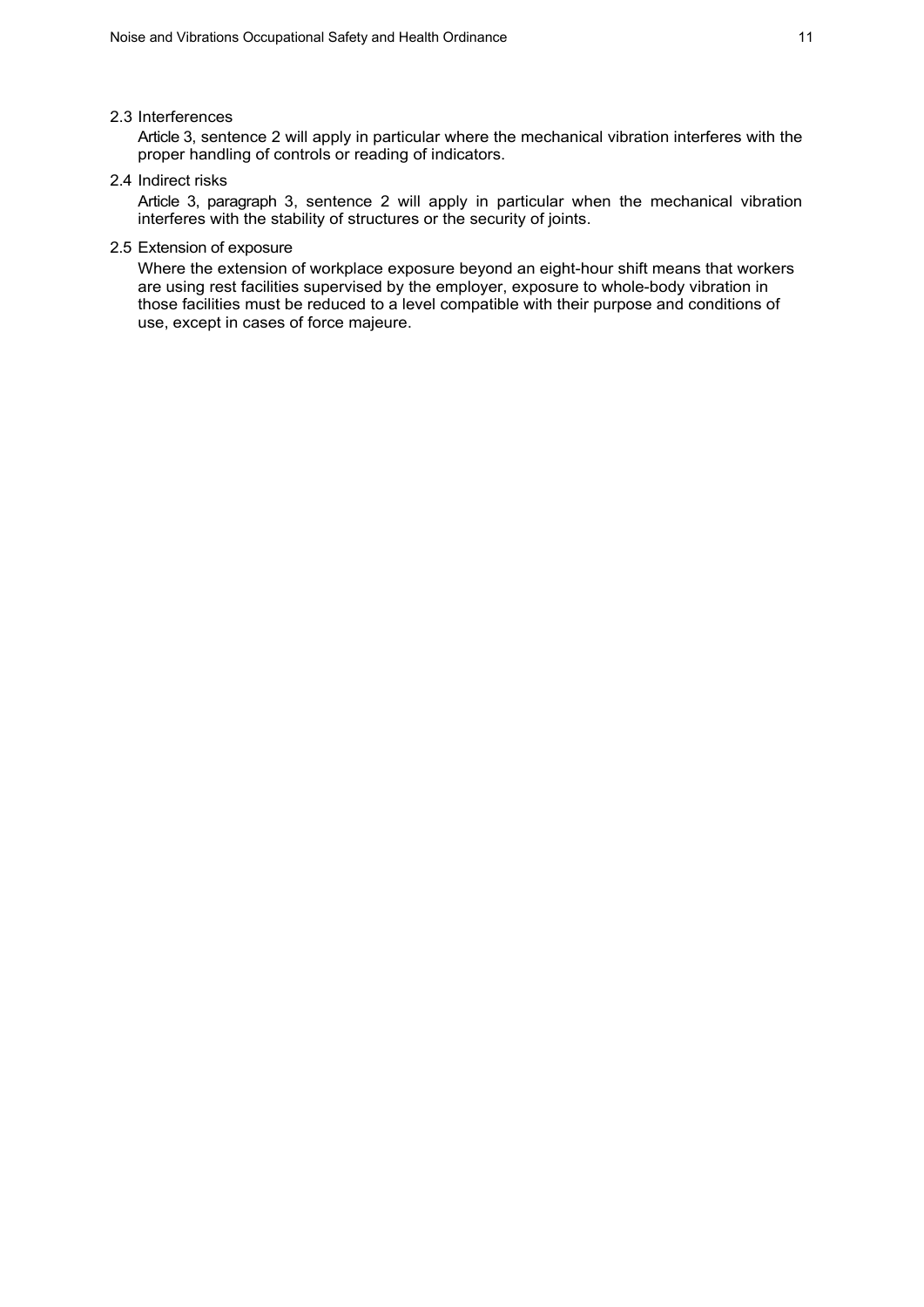2.3 Interferences

Article 3, sentence 2 will apply in particular where the mechanical vibration interferes with the proper handling of controls or reading of indicators.

2.4 Indirect risks

Article 3, paragraph 3, sentence 2 will apply in particular when the mechanical vibration interferes with the stability of structures or the security of joints.

2.5 Extension of exposure

Where the extension of workplace exposure beyond an eight-hour shift means that workers are using rest facilities supervised by the employer, exposure to whole-body vibration in those facilities must be reduced to a level compatible with their purpose and conditions of use, except in cases of force majeure.